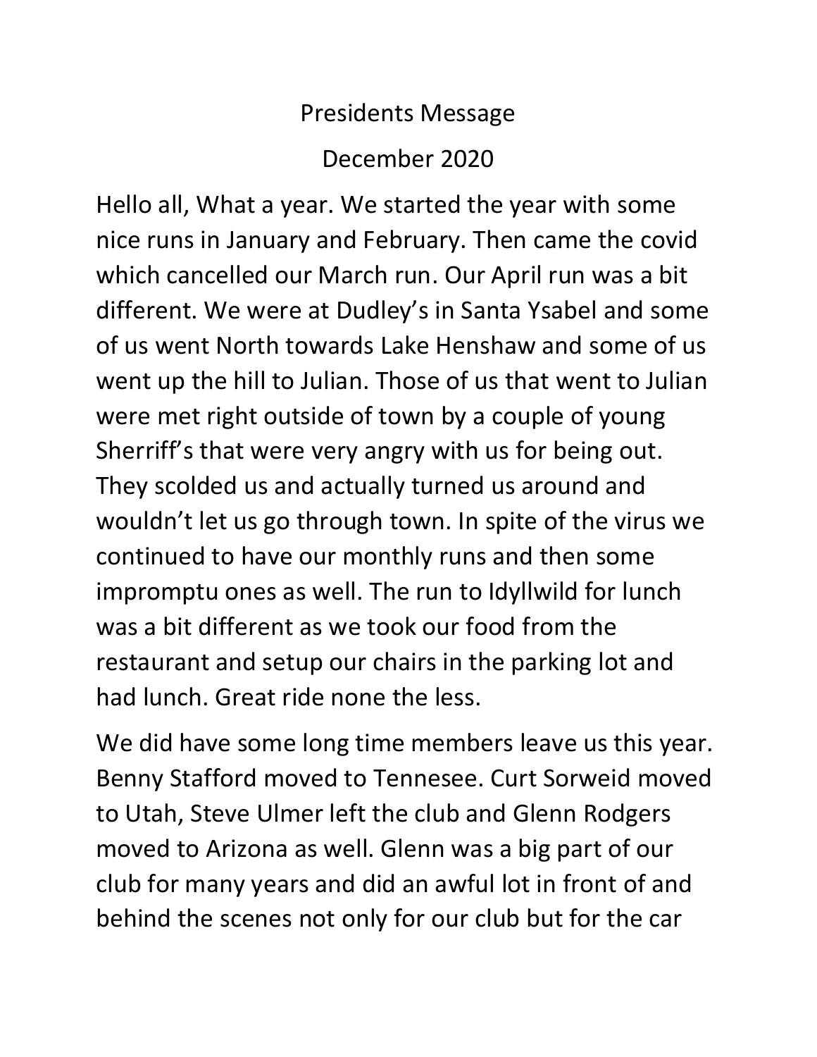# Presidents Message

## December 2020

Hello all, What a year. We started the year with some nice runs in January and February. Then came the covid which cancelled our March run. Our April run was a bit different. We were at Dudley's in Santa Ysabel and some of us went North towards Lake Henshaw and some of us went up the hill to Julian. Those of us that went to Julian were met right outside of town by a couple of young Sherriff's that were very angry with us for being out. They scolded us and actually turned us around and wouldn't let us go through town. In spite of the virus we continued to have our monthly runs and then some impromptu ones as well. The run to Idyllwild for lunch was a bit different as we took our food from the restaurant and setup our chairs in the parking lot and had lunch. Great ride none the less.

We did have some long time members leave us this year. Benny Stafford moved to Tennesee. Curt Sorweid moved to Utah, Steve Ulmer left the club and Glenn Rodgers moved to Arizona as well. Glenn was a big part of our club for many years and did an awful lot in front of and behind the scenes not only for our club but for the car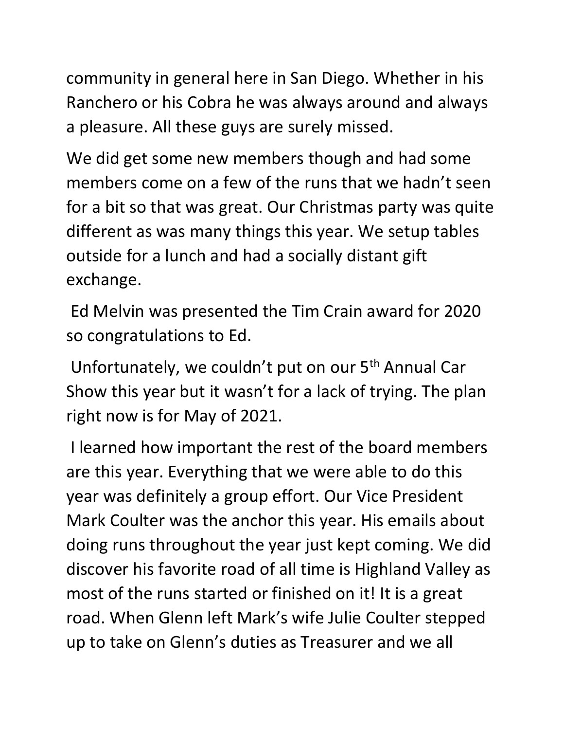community in general here in San Diego. Whether in his Ranchero or his Cobra he was always around and always a pleasure. All these guys are surely missed.

We did get some new members though and had some members come on a few of the runs that we hadn't seen for a bit so that was great. Our Christmas party was quite different as was many things this year. We setup tables outside for a lunch and had a socially distant gift exchange.

Ed Melvin was presented the Tim Crain award for 2020 so congratulations to Ed.

Unfortunately, we couldn't put on our 5th Annual Car Show this year but it wasn't for a lack of trying. The plan right now is for May of 2021.

I learned how important the rest of the board members are this year. Everything that we were able to do this year was definitely a group effort. Our Vice President Mark Coulter was the anchor this year. His emails about doing runs throughout the year just kept coming. We did discover his favorite road of all time is Highland Valley as most of the runs started or finished on it! It is a great road. When Glenn left Mark's wife Julie Coulter stepped up to take on Glenn's duties as Treasurer and we all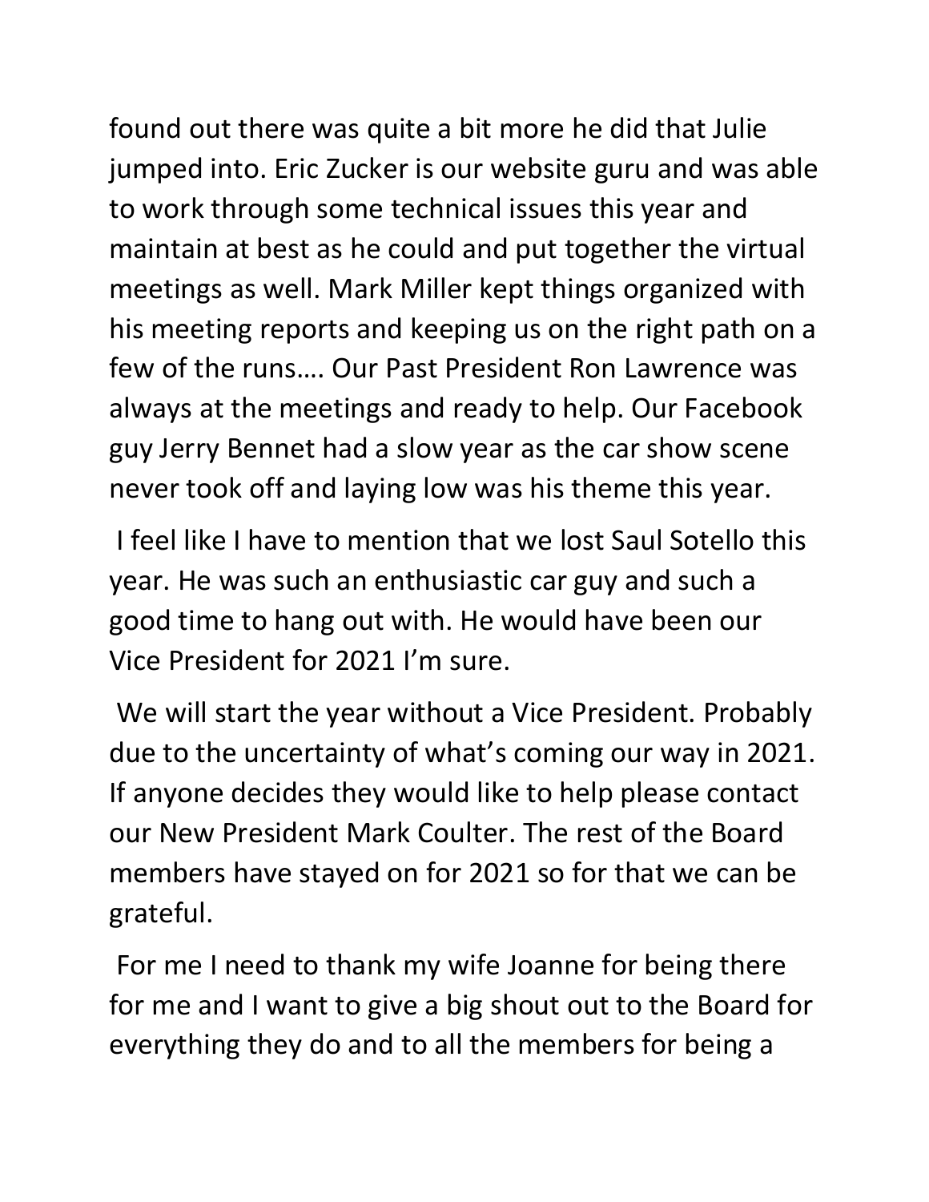found out there was quite a bit more he did that Julie jumped into. Eric Zucker is our website guru and was able to work through some technical issues this year and maintain at best as he could and put together the virtual meetings as well. Mark Miller kept things organized with his meeting reports and keeping us on the right path on a few of the runs…. Our Past President Ron Lawrence was always at the meetings and ready to help. Our Facebook guy Jerry Bennet had a slow year as the car show scene never took off and laying low was his theme this year.

I feel like I have to mention that we lost Saul Sotello this year. He was such an enthusiastic car guy and such a good time to hang out with. He would have been our Vice President for 2021 I'm sure.

We will start the year without a Vice President. Probably due to the uncertainty of what's coming our way in 2021. If anyone decides they would like to help please contact our New President Mark Coulter. The rest of the Board members have stayed on for 2021 so for that we can be grateful.

For me I need to thank my wife Joanne for being there for me and I want to give a big shout out to the Board for everything they do and to all the members for being a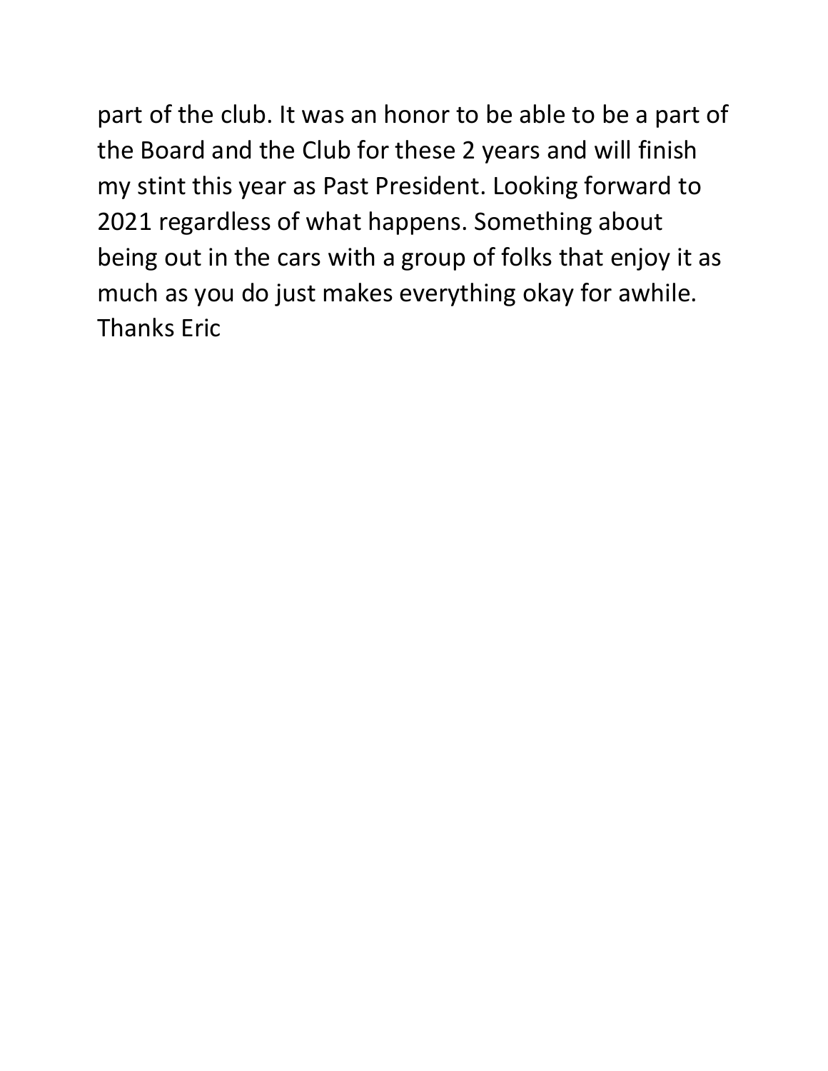part of the club. It was an honor to be able to be a part of the Board and the Club for these 2 years and will finish my stint this year as Past President. Looking forward to 2021 regardless of what happens. Something about being out in the cars with a group of folks that enjoy it as much as you do just makes everything okay for awhile. Thanks Eric